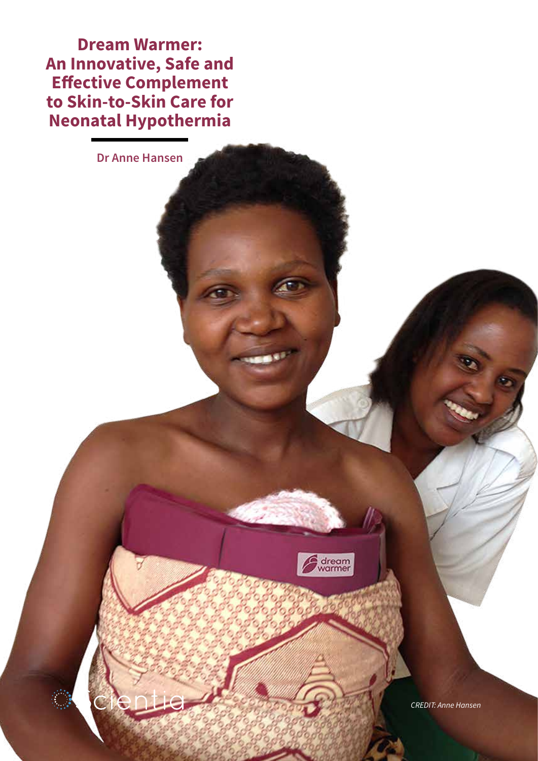# Dream Warmer: An Innovative, Safe and Effective Complement to Skin-to-Skin Care for Neonatal Hypothermia

**Dr Anne Hansen**

*CREDIT: Anne Hansen*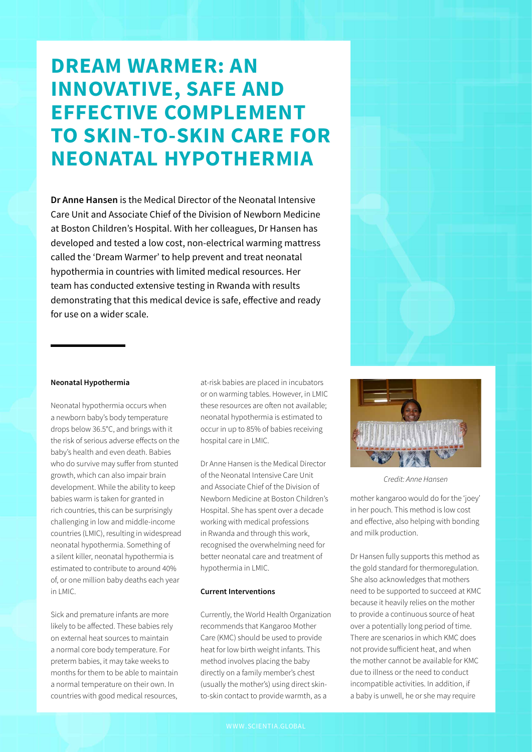# DREAM WARMER: AN INNOVATIVE, SAFE AND EFFECTIVE COMPLEMENT TO SKIN-TO-SKIN CARE FOR NEONATAL HYPOTHERMIA

**Dr Anne Hansen** is the Medical Director of the Neonatal Intensive Care Unit and Associate Chief of the Division of Newborn Medicine at Boston Children's Hospital. With her colleagues, Dr Hansen has developed and tested a low cost, non-electrical warming mattress called the 'Dream Warmer' to help prevent and treat neonatal hypothermia in countries with limited medical resources. Her team has conducted extensive testing in Rwanda with results demonstrating that this medical device is safe, effective and ready for use on a wider scale.

#### Neonatal Hypothermia

Neonatal hypothermia occurs when a newborn baby's body temperature drops below 36.5°C, and brings with it the risk of serious adverse effects on the baby's health and even death. Babies who do survive may suffer from stunted growth, which can also impair brain development. While the ability to keep babies warm is taken for granted in rich countries, this can be surprisingly challenging in low and middle-income countries (LMIC), resulting in widespread neonatal hypothermia. Something of a silent killer, neonatal hypothermia is estimated to contribute to around 40% of, or one million baby deaths each year in LMIC.

Sick and premature infants are more likely to be affected. These babies rely on external heat sources to maintain a normal core body temperature. For preterm babies, it may take weeks to months for them to be able to maintain a normal temperature on their own. In countries with good medical resources, at-risk babies are placed in incubators or on warming tables. However, in LMIC these resources are often not available; neonatal hypothermia is estimated to occur in up to 85% of babies receiving hospital care in LMIC.

Dr Anne Hansen is the Medical Director of the Neonatal Intensive Care Unit and Associate Chief of the Division of Newborn Medicine at Boston Children's Hospital. She has spent over a decade working with medical professions in Rwanda and through this work, recognised the overwhelming need for better neonatal care and treatment of hypothermia in LMIC.

#### Current Interventions

Currently, the World Health Organization recommends that Kangaroo Mother Care (KMC) should be used to provide heat for low birth weight infants. This method involves placing the baby directly on a family member's chest (usually the mother's) using direct skin-to-skin contact to provide warmth, as a mother kangaroo would do for the 'joey' in her pouch. This method is low cost and effective, also helping with bonding and milk production.

*Credit: Anne Hansen*

Dr Hansen fully supports this method as the gold standard for thermoregulation. She also acknowledges that mothers need to be supported to succeed at KMC because it heavily relies on the mother to provide a continuous source of heat over a potentially long period of time. There are scenarios in which KMC does not provide sufficient heat, and when the mother cannot be available for KMC due to illness or the need to conduct incompatible activities. In addition, if a baby is unwell, he or she may require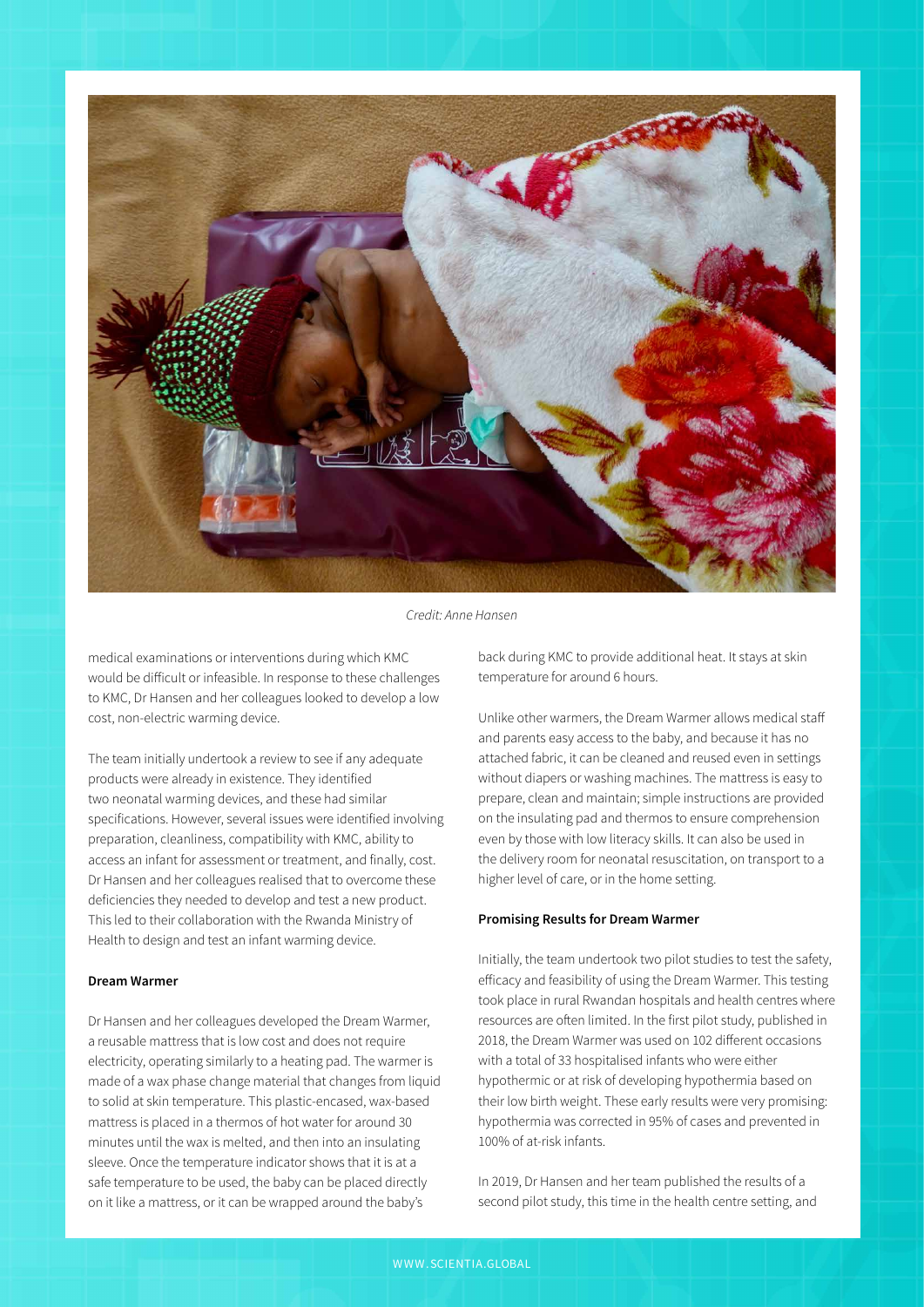Credit: Anne Hansen

medical examinations or interventions during which KMC would be difficult or infeasible. In response to these challenges to KMC, Dr Hansen and her colleagues looked to develop a low cost, non-electric warming device.

The team initially undertook a review to see if any adequate products were already in existence. They identified two neonatal warming devices, and these had similar specifications. However, several issues were identified involving preparation, cleanliness, compatibility with KMC, ability to access an infant for assessment or treatment, and finally, cost. Dr Hansen and her colleagues realised that to overcome these deficiencies they needed to develop and test a new product. This led to their collaboration with the Rwanda Ministry of Health to design and test an infant warming device.

**Dream Warmer**

Dr Hansen and her colleagues developed the Dream Warmer, a reusable mattress that is low cost and does not require electricity, operating similarly to a heating pad. The warmer is made of a wax phase change material that changes from liquid to solid at skin temperature. This plastic-encased, wax-based mattress is placed in a thermos of hot water for around 30 minutes until the wax is melted, and then into an insulating sleeve. Once the temperature indicator shows that it is at a safe temperature to be used, the baby can be placed directly on it like a mattress, or it can be wrapped around the baby's back during KMC to provide additional heat. It stays at skin temperature for around 6 hours.

Unlike other warmers, the Dream Warmer allows medical staff and parents easy access to the baby, and because it has no attached fabric, it can be cleaned and reused even in settings without diapers or washing machines. The mattress is easy to prepare, clean and maintain; simple instructions are provided on the insulating pad and thermos to ensure comprehension even by those with low literacy skills. It can also be used in the delivery room for neonatal resuscitation, on transport to a higher level of care, or in the home setting.

**Promising Results for Dream Warmer**

Initially, the team undertook two pilot studies to test the safety, efficacy and feasibility of using the Dream Warmer. This testing took place in rural Rwandan hospitals and health centres where resources are often limited. In the first pilot study, published in 2018, the Dream Warmer was used on 102 different occasions with a total of 33 hospitalised infants who were either hypothermic or at risk of developing hypothermia based on their low birth weight. These early results were very promising: hypothermia was corrected in 95% of cases and prevented in 100% of at-risk infants.

In 2019, Dr Hansen and her team published the results of a second pilot study, this time in the health centre setting, and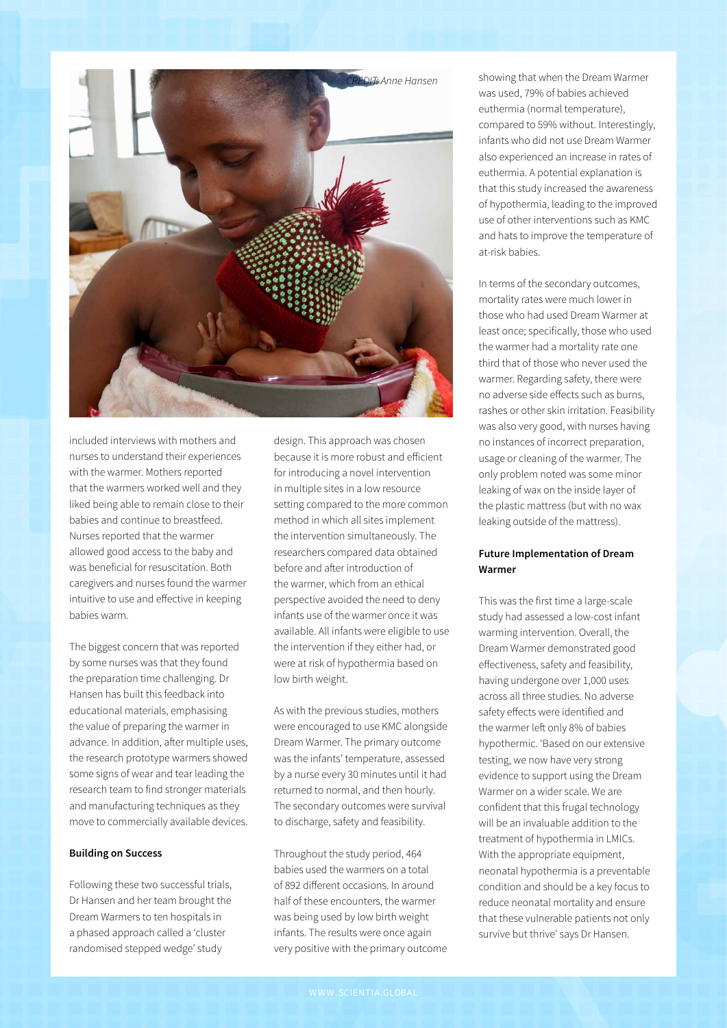CREDIT: Anne Hansen

included interviews with mothers and nurses to understand their experiences with the warmer. Mothers reported that the warmers worked well and they liked being able to remain close to their babies and continue to breastfeed. Nurses reported that the warmer allowed good access to the baby and was beneficial for resuscitation. Both caregivers and nurses found the warmer intuitive to use and effective in keeping babies warm.

The biggest concern that was reported by some nurses was that they found the preparation time challenging. Dr Hansen has built this feedback into educational materials, emphasising the value of preparing the warmer in advance. In addition, after multiple uses, the research prototype warmers showed some signs of wear and tear leading the research team to find stronger materials and manufacturing techniques as they move to commercially available devices.

**Building on Success**

Following these two successful trials, Dr Hansen and her team brought the Dream Warmers to ten hospitals in a phased approach called a 'cluster randomised stepped wedge' study design. This approach was chosen because it is more robust and efficient for introducing a novel intervention in multiple sites in a low resource setting compared to the more common method in which all sites implement the intervention simultaneously. The researchers compared data obtained before and after introduction of the warmer, which from an ethical perspective avoided the need to deny infants use of the warmer once it was available. All infants were eligible to use the intervention if they either had, or were at risk of hypothermia based on low birth weight.

As with the previous studies, mothers were encouraged to use KMC alongside Dream Warmer. The primary outcome was the infants' temperature, assessed by a nurse every 30 minutes until it had returned to normal, and then hourly. The secondary outcomes were survival to discharge, safety and feasibility.

Throughout the study period, 464 babies used the warmers on a total of 892 different occasions. In around half of these encounters, the warmer was being used by low birth weight infants. The results were once again very positive with the primary outcome showing that when the Dream Warmer was used, 79% of babies achieved euthermia (normal temperature), compared to 59% without. Interestingly, infants who did not use Dream Warmer also experienced an increase in rates of euthermia. A potential explanation is that this study increased the awareness of hypothermia, leading to the improved use of other interventions such as KMC and hats to improve the temperature of at-risk babies.

In terms of the secondary outcomes, mortality rates were much lower in those who had used Dream Warmer at least once; specifically, those who used the warmer had a mortality rate one third that of those who never used the warmer. Regarding safety, there were no adverse side effects such as burns, rashes or other skin irritation. Feasibility was also very good, with nurses having no instances of incorrect preparation, usage or cleaning of the warmer. The only problem noted was some minor leaking of wax on the inside layer of the plastic mattress (but with no wax leaking outside of the mattress).

**Future Implementation of Dream Warmer**

This was the first time a large-scale study had assessed a low-cost infant warming intervention. Overall, the Dream Warmer demonstrated good effectiveness, safety and feasibility, having undergone over 1,000 uses across all three studies. No adverse safety effects were identified and the warmer left only 8% of babies hypothermic. 'Based on our extensive testing, we now have very strong evidence to support using the Dream Warmer on a wider scale. We are confident that this frugal technology will be an invaluable addition to the treatment of hypothermia in LMICs. With the appropriate equipment, neonatal hypothermia is a preventable condition and should be a key focus to reduce neonatal mortality and ensure that these vulnerable patients not only survive but thrive' says Dr Hansen.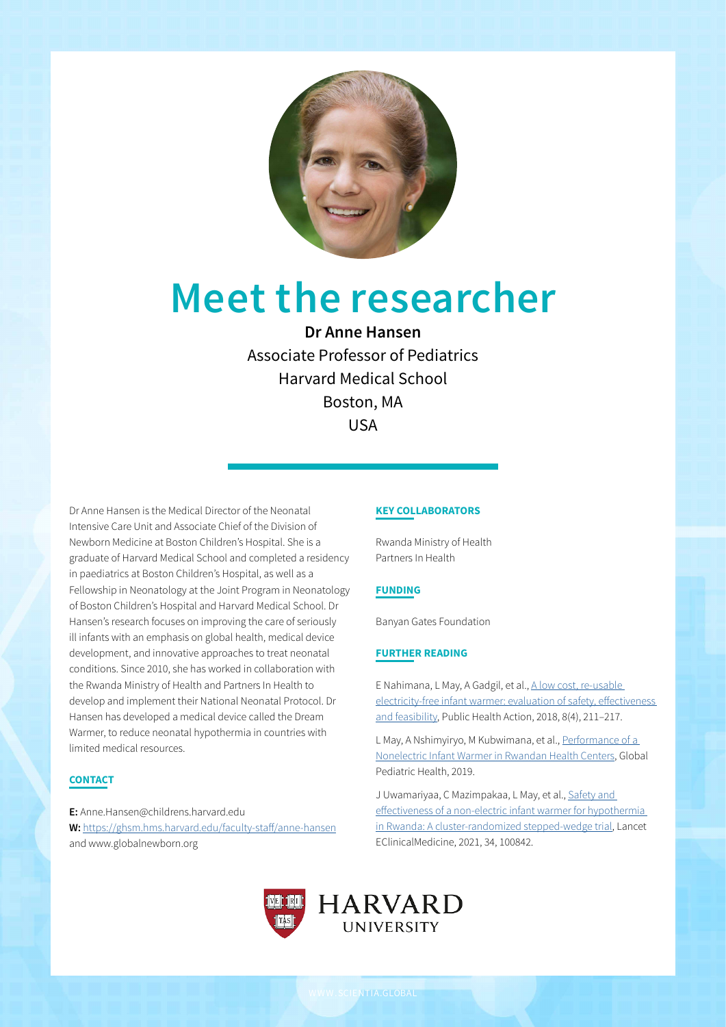# Meet the researcher

**Dr Anne Hansen**
Associate Professor of Pediatrics
Harvard Medical School
Boston, MA
USA

Dr Anne Hansen is the Medical Director of the Neonatal Intensive Care Unit and Associate Chief of the Division of Newborn Medicine at Boston Children's Hospital. She is a graduate of Harvard Medical School and completed a residency in paediatrics at Boston Children's Hospital, as well as a Fellowship in Neonatology at the Joint Program in Neonatology of Boston Children's Hospital and Harvard Medical School. Dr Hansen's research focuses on improving the care of seriously ill infants with an emphasis on global health, medical device development, and innovative approaches to treat neonatal conditions. Since 2010, she has worked in collaboration with the Rwanda Ministry of Health and Partners In Health to develop and implement their National Neonatal Protocol. Dr Hansen has developed a medical device called the Dream Warmer, to reduce neonatal hypothermia in countries with limited medical resources.

## CONTACT

**E:** Anne.Hansen@childrens.harvard.edu
**W:** https://ghsm.hms.harvard.edu/faculty-staff/anne-hansen and www.globalnewborn.org

## KEY COLLABORATORS

Rwanda Ministry of Health
Partners In Health

## FUNDING

Banyan Gates Foundation

## FURTHER READING

E Nahimana, L May, A Gadgil, et al., A low cost, re-usable electricity-free infant warmer: evaluation of safety, effectiveness and feasibility, Public Health Action, 2018, 8(4), 211–217.

L May, A Nshimyiryo, M Kubwimana, et al., Performance of a Nonelectric Infant Warmer in Rwandan Health Centers, Global Pediatric Health, 2019.

J Uwamariyaa, C Mazimpakaa, L May, et al., Safety and effectiveness of a non-electric infant warmer for hypothermia in Rwanda: A cluster-randomized stepped-wedge trial, Lancet EClinicalMedicine, 2021, 34, 100842.

HARVARD UNIVERSITY